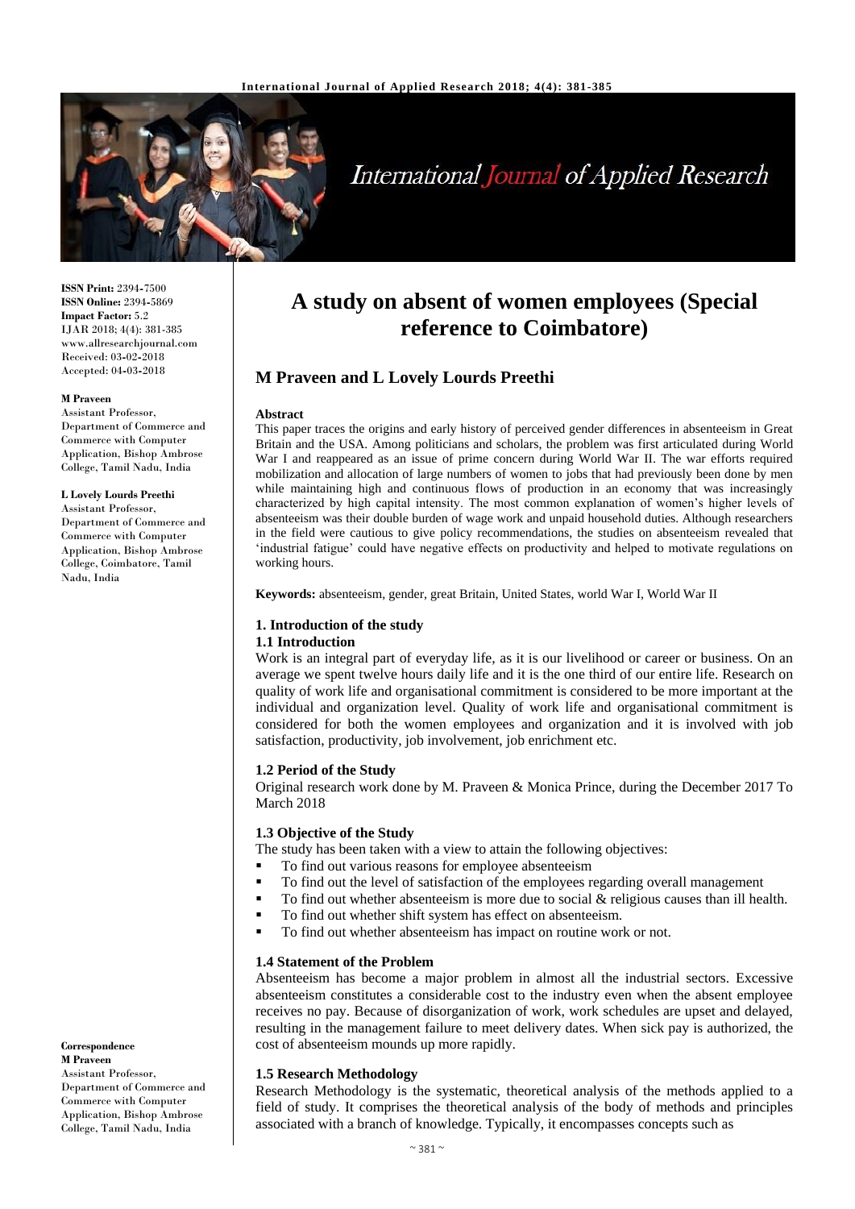# A study on absent of women employees (Special reference to Coimbatore)

**M Praveen and L Lovely Lourds Preethi**

ISSN Print: 2394-7500
ISSN Online: 2394-5869
Impact Factor: 5.2
IJAR 2018; 4(4): 381-385
www.allresearchjournal.com
Received: 03-02-2018
Accepted: 04-03-2018

**M Praveen**
Assistant Professor, Department of Commerce and Commerce with Computer Application, Bishop Ambrose College, Tamil Nadu, India

**L Lovely Lourds Preethi**
Assistant Professor, Department of Commerce and Commerce with Computer Application, Bishop Ambrose College, Coimbatore, Tamil Nadu, India

**Correspondence**
**M Praveen**
Assistant Professor, Department of Commerce and Commerce with Computer Application, Bishop Ambrose College, Tamil Nadu, India

## Abstract

This paper traces the origins and early history of perceived gender differences in absenteeism in Great Britain and the USA. Among politicians and scholars, the problem was first articulated during World War I and reappeared as an issue of prime concern during World War II. The war efforts required mobilization and allocation of large numbers of women to jobs that had previously been done by men while maintaining high and continuous flows of production in an economy that was increasingly characterized by high capital intensity. The most common explanation of women's higher levels of absenteeism was their double burden of wage work and unpaid household duties. Although researchers in the field were cautious to give policy recommendations, the studies on absenteeism revealed that 'industrial fatigue' could have negative effects on productivity and helped to motivate regulations on working hours.

**Keywords:** absenteeism, gender, great Britain, United States, world War I, World War II

## 1. Introduction of the study

### 1.1 Introduction

Work is an integral part of everyday life, as it is our livelihood or career or business. On an average we spent twelve hours daily life and it is the one third of our entire life. Research on quality of work life and organisational commitment is considered to be more important at the individual and organization level. Quality of work life and organisational commitment is considered for both the women employees and organization and it is involved with job satisfaction, productivity, job involvement, job enrichment etc.

### 1.2 Period of the Study

Original research work done by M. Praveen & Monica Prince, during the December 2017 To March 2018

### 1.3 Objective of the Study

The study has been taken with a view to attain the following objectives:

- To find out various reasons for employee absenteeism
- To find out the level of satisfaction of the employees regarding overall management
- To find out whether absenteeism is more due to social & religious causes than ill health.
- To find out whether shift system has effect on absenteeism.
- To find out whether absenteeism has impact on routine work or not.

### 1.4 Statement of the Problem

Absenteeism has become a major problem in almost all the industrial sectors. Excessive absenteeism constitutes a considerable cost to the industry even when the absent employee receives no pay. Because of disorganization of work, work schedules are upset and delayed, resulting in the management failure to meet delivery dates. When sick pay is authorized, the cost of absenteeism mounds up more rapidly.

### 1.5 Research Methodology

Research Methodology is the systematic, theoretical analysis of the methods applied to a field of study. It comprises the theoretical analysis of the body of methods and principles associated with a branch of knowledge. Typically, it encompasses concepts such as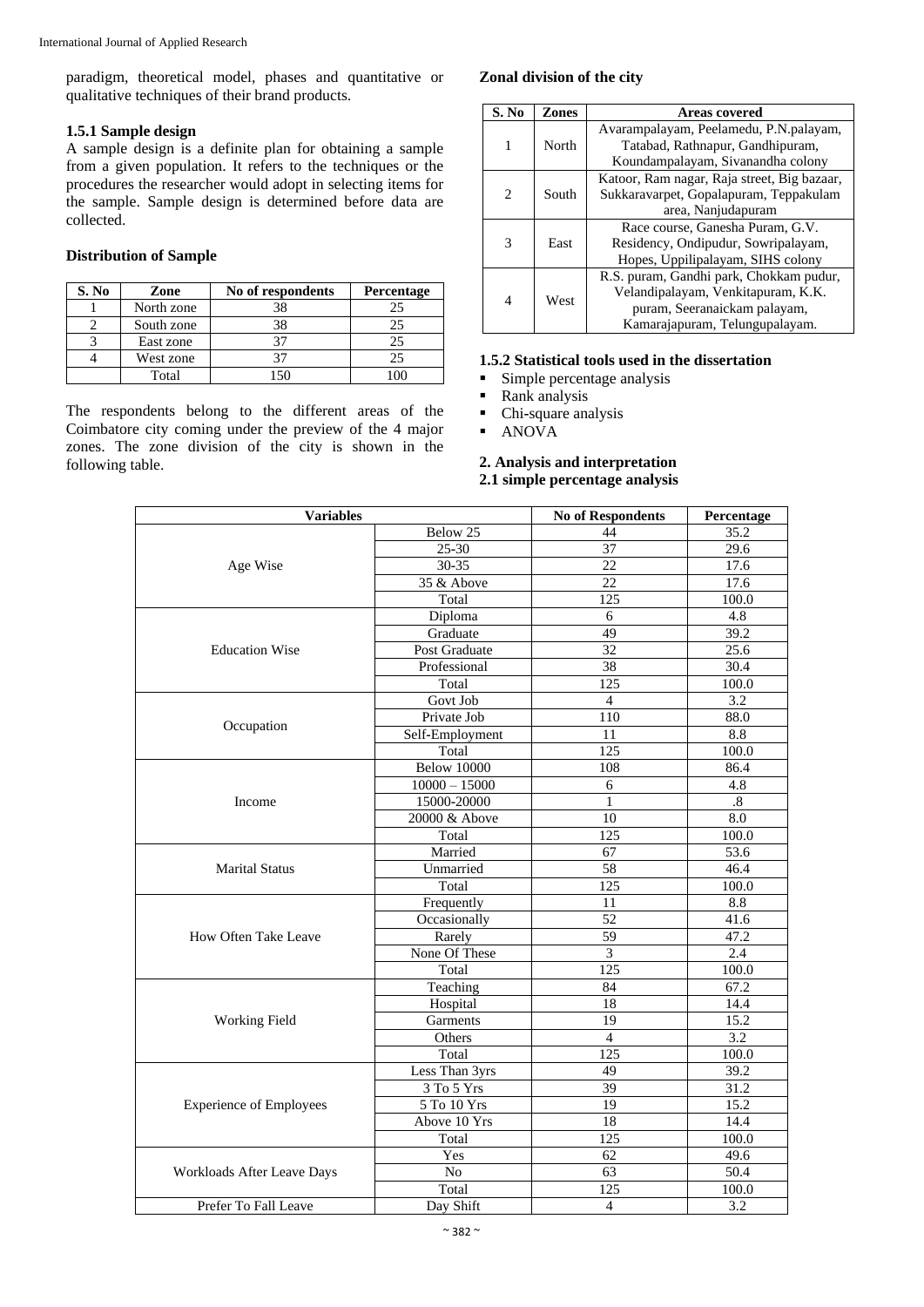paradigm, theoretical model, phases and quantitative or qualitative techniques of their brand products.

### 1.5.1 Sample design

A sample design is a definite plan for obtaining a sample from a given population. It refers to the techniques or the procedures the researcher would adopt in selecting items for the sample. Sample design is determined before data are collected.

**Distribution of Sample**

| S. No | Zone | No of respondents | Percentage |
|---|---|---|---|
| 1 | North zone | 38 | 25 |
| 2 | South zone | 38 | 25 |
| 3 | East zone | 37 | 25 |
| 4 | West zone | 37 | 25 |
| | Total | 150 | 100 |

The respondents belong to the different areas of the Coimbatore city coming under the preview of the 4 major zones. The zone division of the city is shown in the following table.

**Zonal division of the city**

| S. No | Zones | Areas covered |
|---|---|---|
| 1 | North | Avarampalayam, Peelamedu, P.N.palayam, Tatabad, Rathnapur, Gandhipuram, Koundampalayam, Sivanandha colony |
| 2 | South | Katoor, Ram nagar, Raja street, Big bazaar, Sukkaravarpet, Gopalapuram, Teppakulam area, Nanjudapuram |
| 3 | East | Race course, Ganesha Puram, G.V. Residency, Ondipudur, Sowripalayam, Hopes, Uppilipalayam, SIHS colony |
| 4 | West | R.S. puram, Gandhi park, Chokkam pudur, Velandipalayam, Venkitapuram, K.K. puram, Seeranaickam palayam, Kamarajapuram, Telungupalayam. |

### 1.5.2 Statistical tools used in the dissertation

- Simple percentage analysis
- Rank analysis
- Chi-square analysis
- ANOVA

## 2. Analysis and interpretation

### 2.1 simple percentage analysis

| Variables | | No of Respondents | Percentage |
|---|---|---|---|
| Age Wise | Below 25 | 44 | 35.2 |
| | 25-30 | 37 | 29.6 |
| | 30-35 | 22 | 17.6 |
| | 35 & Above | 22 | 17.6 |
| | Total | 125 | 100.0 |
| Education Wise | Diploma | 6 | 4.8 |
| | Graduate | 49 | 39.2 |
| | Post Graduate | 32 | 25.6 |
| | Professional | 38 | 30.4 |
| | Total | 125 | 100.0 |
| Occupation | Govt Job | 4 | 3.2 |
| | Private Job | 110 | 88.0 |
| | Self-Employment | 11 | 8.8 |
| | Total | 125 | 100.0 |
| Income | Below 10000 | 108 | 86.4 |
| | 10000 – 15000 | 6 | 4.8 |
| | 15000-20000 | 1 | .8 |
| | 20000 & Above | 10 | 8.0 |
| | Total | 125 | 100.0 |
| Marital Status | Married | 67 | 53.6 |
| | Unmarried | 58 | 46.4 |
| | Total | 125 | 100.0 |
| How Often Take Leave | Frequently | 11 | 8.8 |
| | Occasionally | 52 | 41.6 |
| | Rarely | 59 | 47.2 |
| | None Of These | 3 | 2.4 |
| | Total | 125 | 100.0 |
| Working Field | Teaching | 84 | 67.2 |
| | Hospital | 18 | 14.4 |
| | Garments | 19 | 15.2 |
| | Others | 4 | 3.2 |
| | Total | 125 | 100.0 |
| Experience of Employees | Less Than 3yrs | 49 | 39.2 |
| | 3 To 5 Yrs | 39 | 31.2 |
| | 5 To 10 Yrs | 19 | 15.2 |
| | Above 10 Yrs | 18 | 14.4 |
| | Total | 125 | 100.0 |
| Workloads After Leave Days | Yes | 62 | 49.6 |
| | No | 63 | 50.4 |
| | Total | 125 | 100.0 |
| Prefer To Fall Leave | Day Shift | 4 | 3.2 |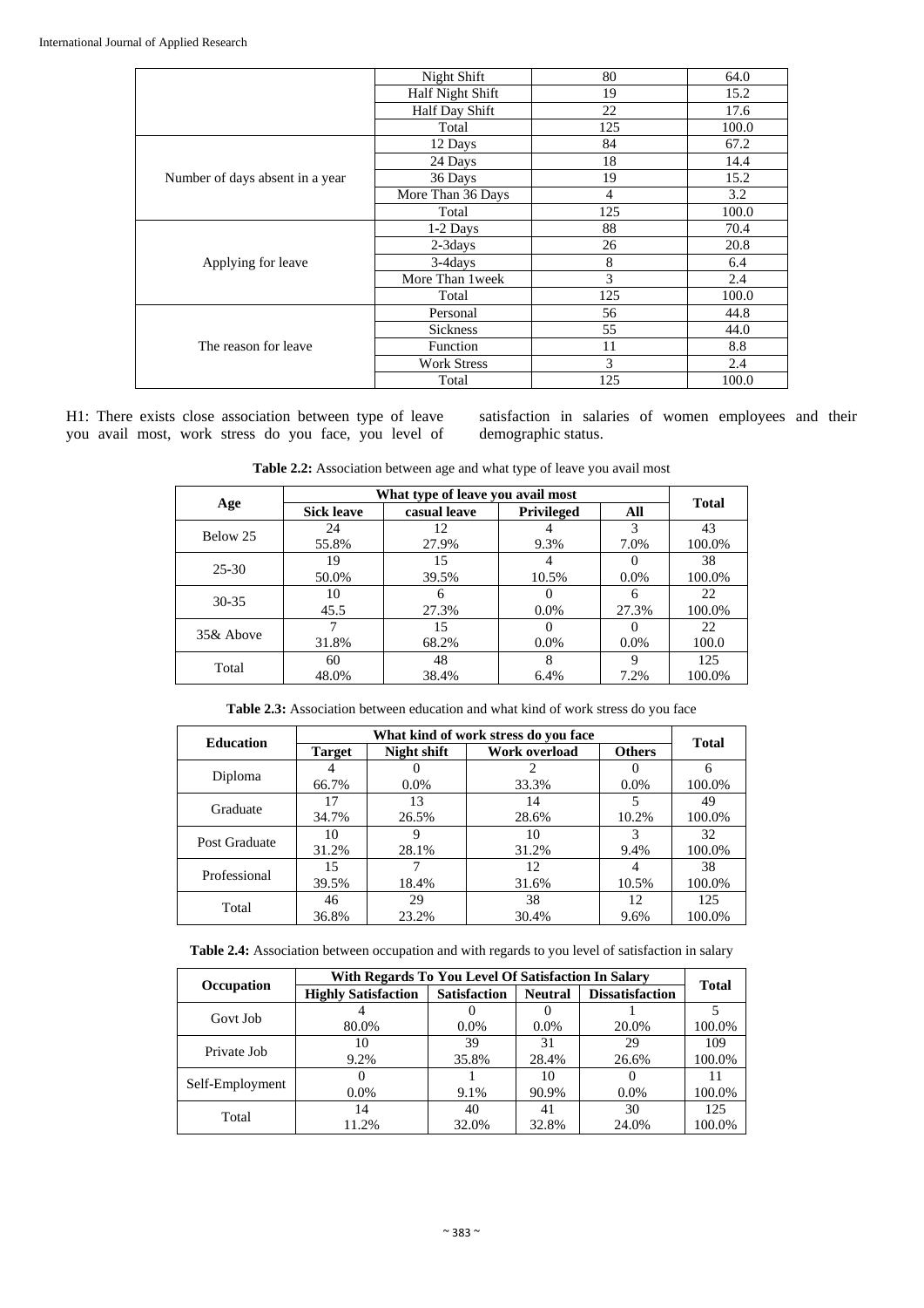| | | | |
|---|---|---|---|
| | Night Shift | 80 | 64.0 |
| | Half Night Shift | 19 | 15.2 |
| | Half Day Shift | 22 | 17.6 |
| | Total | 125 | 100.0 |
| Number of days absent in a year | 12 Days | 84 | 67.2 |
| | 24 Days | 18 | 14.4 |
| | 36 Days | 19 | 15.2 |
| | More Than 36 Days | 4 | 3.2 |
| | Total | 125 | 100.0 |
| Applying for leave | 1-2 Days | 88 | 70.4 |
| | 2-3days | 26 | 20.8 |
| | 3-4days | 8 | 6.4 |
| | More Than 1week | 3 | 2.4 |
| | Total | 125 | 100.0 |
| The reason for leave | Personal | 56 | 44.8 |
| | Sickness | 55 | 44.0 |
| | Function | 11 | 8.8 |
| | Work Stress | 3 | 2.4 |
| | Total | 125 | 100.0 |

H1: There exists close association between type of leave you avail most, work stress do you face, you level of satisfaction in salaries of women employees and their demographic status.

**Table 2.2:** Association between age and what type of leave you avail most

| Age | What type of leave you avail most | | | | Total |
|---|---|---|---|---|---|
| | Sick leave | casual leave | Privileged | All | |
| Below 25 | 24<br>55.8% | 12<br>27.9% | 4<br>9.3% | 3<br>7.0% | 43<br>100.0% |
| 25-30 | 19<br>50.0% | 15<br>39.5% | 4<br>10.5% | 0<br>0.0% | 38<br>100.0% |
| 30-35 | 10<br>45.5 | 6<br>27.3% | 0<br>0.0% | 6<br>27.3% | 22<br>100.0% |
| 35& Above | 7<br>31.8% | 15<br>68.2% | 0<br>0.0% | 0<br>0.0% | 22<br>100.0 |
| Total | 60<br>48.0% | 48<br>38.4% | 8<br>6.4% | 9<br>7.2% | 125<br>100.0% |

**Table 2.3:** Association between education and what kind of work stress do you face

| Education | What kind of work stress do you face | | | | Total |
|---|---|---|---|---|---|
| | Target | Night shift | Work overload | Others | |
| Diploma | 4<br>66.7% | 0<br>0.0% | 2<br>33.3% | 0<br>0.0% | 6<br>100.0% |
| Graduate | 17<br>34.7% | 13<br>26.5% | 14<br>28.6% | 5<br>10.2% | 49<br>100.0% |
| Post Graduate | 10<br>31.2% | 9<br>28.1% | 10<br>31.2% | 3<br>9.4% | 32<br>100.0% |
| Professional | 15<br>39.5% | 7<br>18.4% | 12<br>31.6% | 4<br>10.5% | 38<br>100.0% |
| Total | 46<br>36.8% | 29<br>23.2% | 38<br>30.4% | 12<br>9.6% | 125<br>100.0% |

**Table 2.4:** Association between occupation and with regards to you level of satisfaction in salary

| Occupation | With Regards To You Level Of Satisfaction In Salary | | | | Total |
|---|---|---|---|---|---|
| | Highly Satisfaction | Satisfaction | Neutral | Dissatisfaction | |
| Govt Job | 4<br>80.0% | 0<br>0.0% | 0<br>0.0% | 1<br>20.0% | 5<br>100.0% |
| Private Job | 10<br>9.2% | 39<br>35.8% | 31<br>28.4% | 29<br>26.6% | 109<br>100.0% |
| Self-Employment | 0<br>0.0% | 1<br>9.1% | 10<br>90.9% | 0<br>0.0% | 11<br>100.0% |
| Total | 14<br>11.2% | 40<br>32.0% | 41<br>32.8% | 30<br>24.0% | 125<br>100.0% |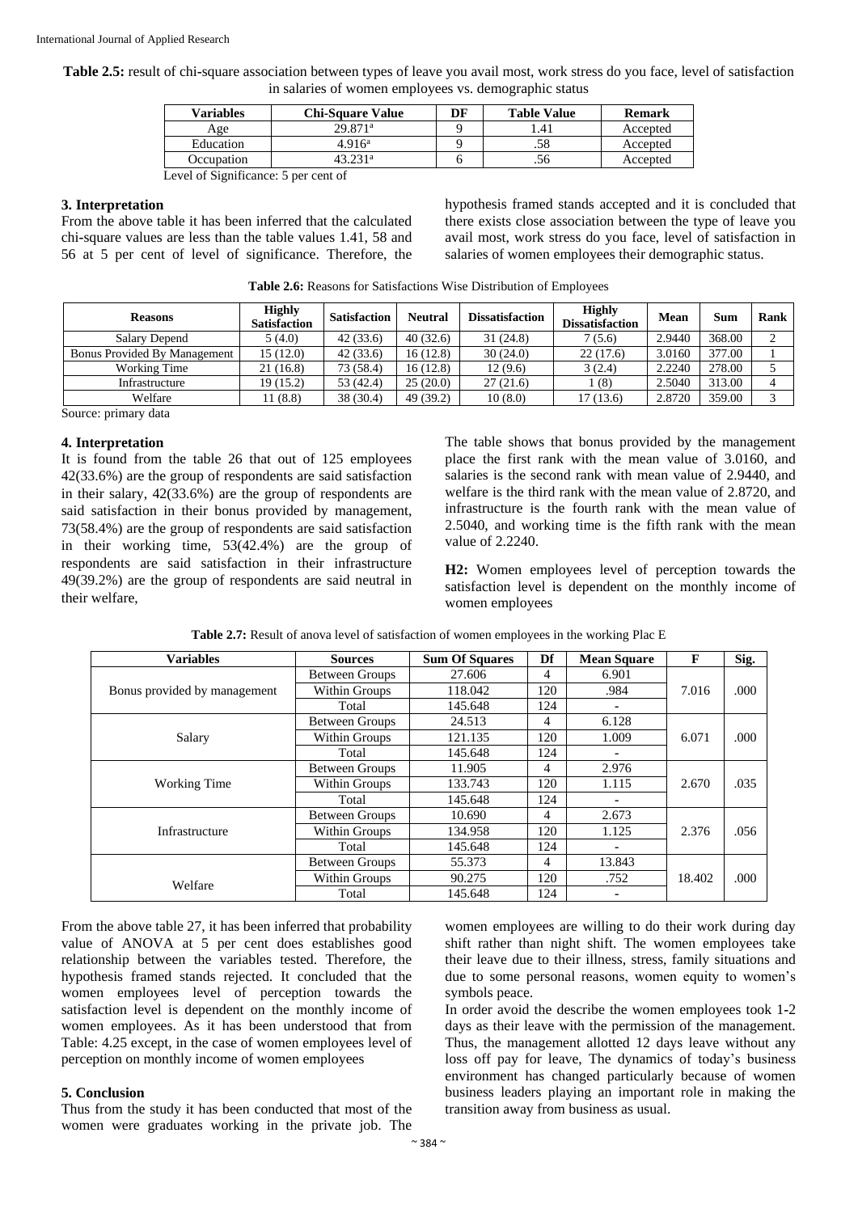**Table 2.5:** result of chi-square association between types of leave you avail most, work stress do you face, level of satisfaction in salaries of women employees vs. demographic status

| Variables | Chi-Square Value | DF | Table Value | Remark |
|---|---|---|---|---|
| Age | 29.871[a] | 9 | 1.41 | Accepted |
| Education | 4.916[a] | 9 | .58 | Accepted |
| Occupation | 43.231[a] | 6 | .56 | Accepted |

Level of Significance: 5 per cent of

### 3. Interpretation

From the above table it has been inferred that the calculated chi-square values are less than the table values 1.41, 58 and 56 at 5 per cent of level of significance. Therefore, the hypothesis framed stands accepted and it is concluded that there exists close association between the type of leave you avail most, work stress do you face, level of satisfaction in salaries of women employees their demographic status.

**Table 2.6:** Reasons for Satisfactions Wise Distribution of Employees

| Reasons | Highly Satisfaction | Satisfaction | Neutral | Dissatisfaction | Highly Dissatisfaction | Mean | Sum | Rank |
|---|---|---|---|---|---|---|---|---|
| Salary Depend | 5 (4.0) | 42 (33.6) | 40 (32.6) | 31 (24.8) | 7 (5.6) | 2.9440 | 368.00 | 2 |
| Bonus Provided By Management | 15 (12.0) | 42 (33.6) | 16 (12.8) | 30 (24.0) | 22 (17.6) | 3.0160 | 377.00 | 1 |
| Working Time | 21 (16.8) | 73 (58.4) | 16 (12.8) | 12 (9.6) | 3 (2.4) | 2.2240 | 278.00 | 5 |
| Infrastructure | 19 (15.2) | 53 (42.4) | 25 (20.0) | 27 (21.6) | 1 (8) | 2.5040 | 313.00 | 4 |
| Welfare | 11 (8.8) | 38 (30.4) | 49 (39.2) | 10 (8.0) | 17 (13.6) | 2.8720 | 359.00 | 3 |

Source: primary data

### 4. Interpretation

It is found from the table 26 that out of 125 employees 42(33.6%) are the group of respondents are said satisfaction in their salary, 42(33.6%) are the group of respondents are said satisfaction in their bonus provided by management, 73(58.4%) are the group of respondents are said satisfaction in their working time, 53(42.4%) are the group of respondents are said satisfaction in their infrastructure 49(39.2%) are the group of respondents are said neutral in their welfare,

The table shows that bonus provided by the management place the first rank with the mean value of 3.0160, and salaries is the second rank with mean value of 2.9440, and welfare is the third rank with the mean value of 2.8720, and infrastructure is the fourth rank with the mean value of 2.5040, and working time is the fifth rank with the mean value of 2.2240.

**H2:** Women employees level of perception towards the satisfaction level is dependent on the monthly income of women employees

**Table 2.7:** Result of anova level of satisfaction of women employees in the working Plac E

| Variables | Sources | Sum Of Squares | Df | Mean Square | F | Sig. |
|---|---|---|---|---|---|---|
| Bonus provided by management | Between Groups | 27.606 | 4 | 6.901 | 7.016 | .000 |
| | Within Groups | 118.042 | 120 | .984 | | |
| | Total | 145.648 | 124 | - | | |
| Salary | Between Groups | 24.513 | 4 | 6.128 | 6.071 | .000 |
| | Within Groups | 121.135 | 120 | 1.009 | | |
| | Total | 145.648 | 124 | - | | |
| Working Time | Between Groups | 11.905 | 4 | 2.976 | 2.670 | .035 |
| | Within Groups | 133.743 | 120 | 1.115 | | |
| | Total | 145.648 | 124 | - | | |
| Infrastructure | Between Groups | 10.690 | 4 | 2.673 | 2.376 | .056 |
| | Within Groups | 134.958 | 120 | 1.125 | | |
| | Total | 145.648 | 124 | - | | |
| Welfare | Between Groups | 55.373 | 4 | 13.843 | 18.402 | .000 |
| | Within Groups | 90.275 | 120 | .752 | | |
| | Total | 145.648 | 124 | - | | |

From the above table 27, it has been inferred that probability value of ANOVA at 5 per cent does establishes good relationship between the variables tested. Therefore, the hypothesis framed stands rejected. It concluded that the women employees level of perception towards the satisfaction level is dependent on the monthly income of women employees. As it has been understood that from Table: 4.25 except, in the case of women employees level of perception on monthly income of women employees

### 5. Conclusion

Thus from the study it has been conducted that most of the women were graduates working in the private job. The women employees are willing to do their work during day shift rather than night shift. The women employees take their leave due to their illness, stress, family situations and due to some personal reasons, women equity to women's symbols peace.

In order avoid the describe the women employees took 1-2 days as their leave with the permission of the management. Thus, the management allotted 12 days leave without any loss off pay for leave, The dynamics of today's business environment has changed particularly because of women business leaders playing an important role in making the transition away from business as usual.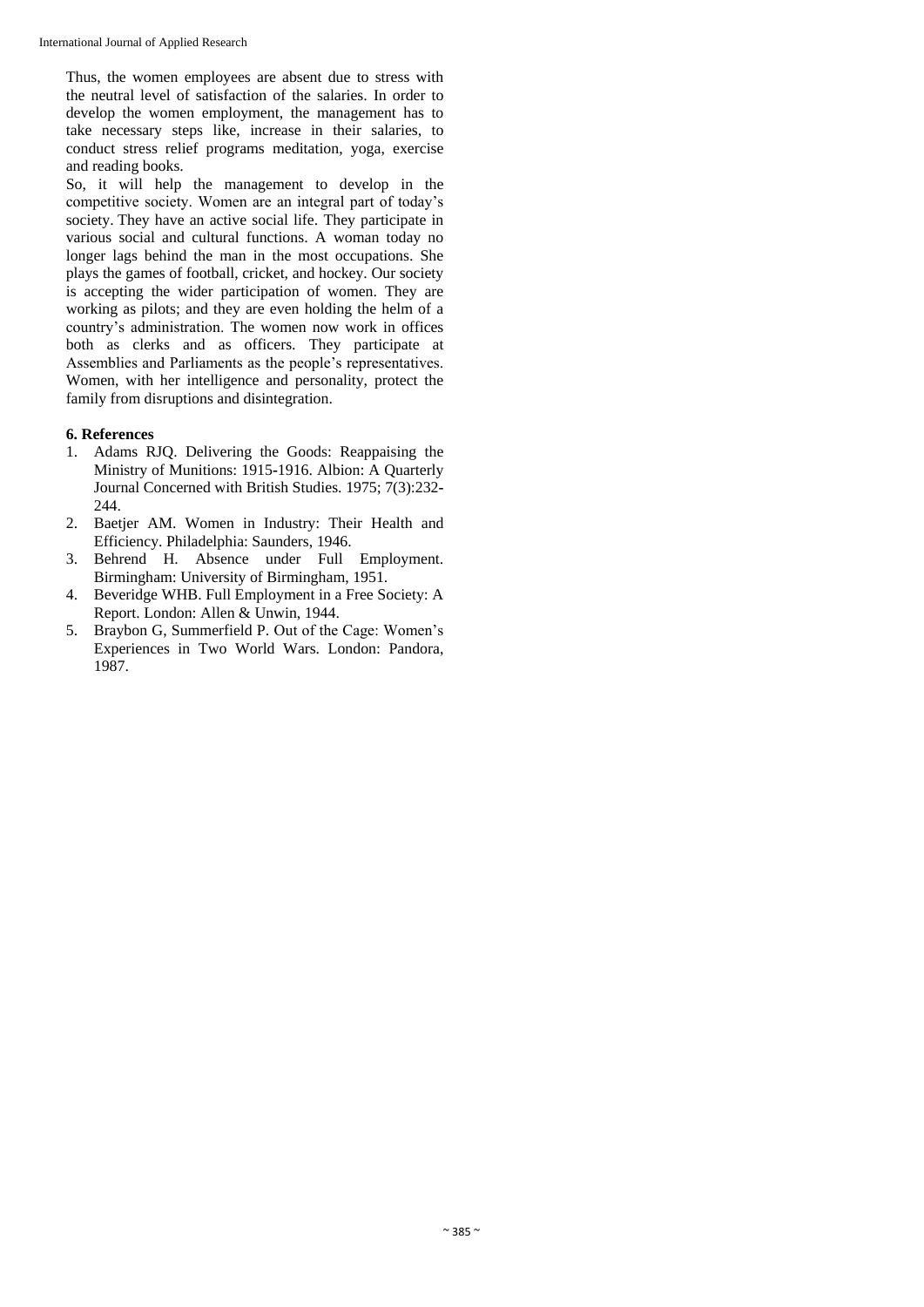Thus, the women employees are absent due to stress with the neutral level of satisfaction of the salaries. In order to develop the women employment, the management has to take necessary steps like, increase in their salaries, to conduct stress relief programs meditation, yoga, exercise and reading books.

So, it will help the management to develop in the competitive society. Women are an integral part of today's society. They have an active social life. They participate in various social and cultural functions. A woman today no longer lags behind the man in the most occupations. She plays the games of football, cricket, and hockey. Our society is accepting the wider participation of women. They are working as pilots; and they are even holding the helm of a country's administration. The women now work in offices both as clerks and as officers. They participate at Assemblies and Parliaments as the people's representatives. Women, with her intelligence and personality, protect the family from disruptions and disintegration.

## 6. References

1. Adams RJQ. Delivering the Goods: Reappaising the Ministry of Munitions: 1915-1916. Albion: A Quarterly Journal Concerned with British Studies. 1975; 7(3):232-244.
2. Baetjer AM. Women in Industry: Their Health and Efficiency. Philadelphia: Saunders, 1946.
3. Behrend H. Absence under Full Employment. Birmingham: University of Birmingham, 1951.
4. Beveridge WHB. Full Employment in a Free Society: A Report. London: Allen & Unwin, 1944.
5. Braybon G, Summerfield P. Out of the Cage: Women's Experiences in Two World Wars. London: Pandora, 1987.